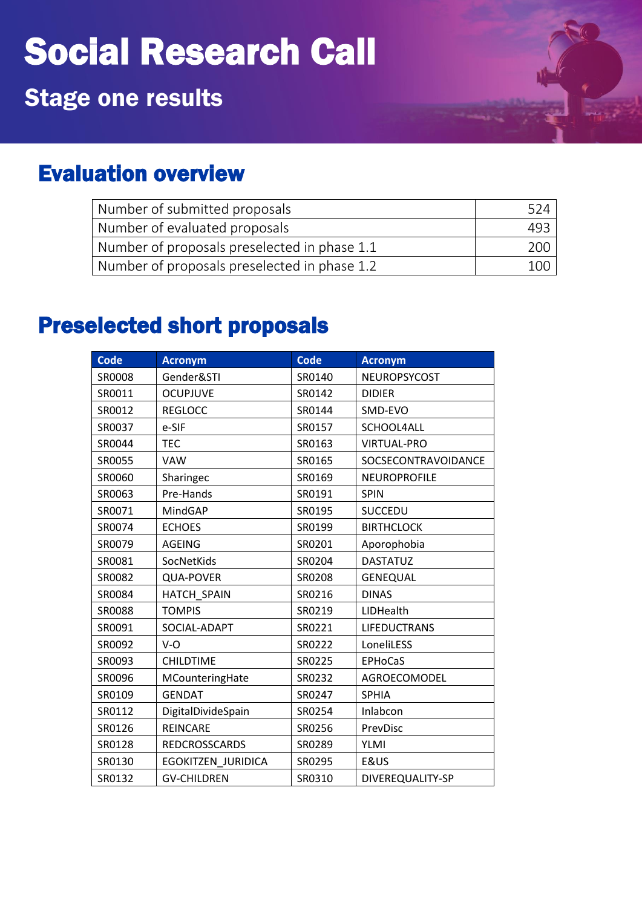# Social Research Call

## Stage one results

## Evaluation overview

| | |
|---|---|
| Number of submitted proposals | 524 |
| Number of evaluated proposals | 493 |
| Number of proposals preselected in phase 1.1 | 200 |
| Number of proposals preselected in phase 1.2 | 100 |

## Preselected short proposals

| Code | Acronym | Code | Acronym |
|---|---|---|---|
| SR0008 | Gender&STI | SR0140 | NEUROPSYCOST |
| SR0011 | OCUPJUVE | SR0142 | DIDIER |
| SR0012 | REGLOCC | SR0144 | SMD-EVO |
| SR0037 | e-SIF | SR0157 | SCHOOL4ALL |
| SR0044 | TEC | SR0163 | VIRTUAL-PRO |
| SR0055 | VAW | SR0165 | SOCSECONTRAVOIDANCE |
| SR0060 | Sharingec | SR0169 | NEUROPROFILE |
| SR0063 | Pre-Hands | SR0191 | SPIN |
| SR0071 | MindGAP | SR0195 | SUCCEDU |
| SR0074 | ECHOES | SR0199 | BIRTHCLOCK |
| SR0079 | AGEING | SR0201 | Aporophobia |
| SR0081 | SocNetKids | SR0204 | DASTATUZ |
| SR0082 | QUA-POVER | SR0208 | GENEQUAL |
| SR0084 | HATCH_SPAIN | SR0216 | DINAS |
| SR0088 | TOMPIS | SR0219 | LIDHealth |
| SR0091 | SOCIAL-ADAPT | SR0221 | LIFEDUCTRANS |
| SR0092 | V-O | SR0222 | LoneliLESS |
| SR0093 | CHILDTIME | SR0225 | EPHoCaS |
| SR0096 | MCounteringHate | SR0232 | AGROECOMODEL |
| SR0109 | GENDAT | SR0247 | SPHIA |
| SR0112 | DigitalDivideSpain | SR0254 | Inlabcon |
| SR0126 | REINCARE | SR0256 | PrevDisc |
| SR0128 | REDCROSSCARDS | SR0289 | YLMI |
| SR0130 | EGOKITZEN_JURIDICA | SR0295 | E&US |
| SR0132 | GV-CHILDREN | SR0310 | DIVEREQUALITY-SP |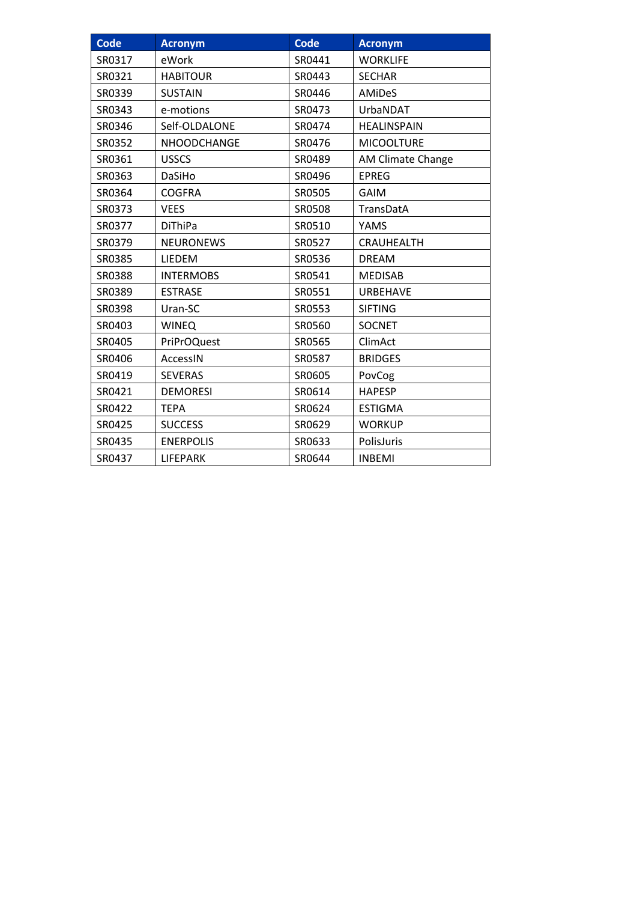| Code | Acronym | Code | Acronym |
| --- | --- | --- | --- |
| SR0317 | eWork | SR0441 | WORKLIFE |
| SR0321 | HABITOUR | SR0443 | SECHAR |
| SR0339 | SUSTAIN | SR0446 | AMiDeS |
| SR0343 | e-motions | SR0473 | UrbaNDAT |
| SR0346 | Self-OLDALONE | SR0474 | HEALINSPAIN |
| SR0352 | NHOODCHANGE | SR0476 | MICOOLTURE |
| SR0361 | USSCS | SR0489 | AM Climate Change |
| SR0363 | DaSiHo | SR0496 | EPREG |
| SR0364 | COGFRA | SR0505 | GAIM |
| SR0373 | VEES | SR0508 | TransDatA |
| SR0377 | DiThiPa | SR0510 | YAMS |
| SR0379 | NEURONEWS | SR0527 | CRAUHEALTH |
| SR0385 | LIEDEM | SR0536 | DREAM |
| SR0388 | INTERMOBS | SR0541 | MEDISAB |
| SR0389 | ESTRASE | SR0551 | URBEHAVE |
| SR0398 | Uran-SC | SR0553 | SIFTING |
| SR0403 | WINEQ | SR0560 | SOCNET |
| SR0405 | PriPrOQuest | SR0565 | ClimAct |
| SR0406 | AccessIN | SR0587 | BRIDGES |
| SR0419 | SEVERAS | SR0605 | PovCog |
| SR0421 | DEMORESI | SR0614 | HAPESP |
| SR0422 | TEPA | SR0624 | ESTIGMA |
| SR0425 | SUCCESS | SR0629 | WORKUP |
| SR0435 | ENERPOLIS | SR0633 | PolisJuris |
| SR0437 | LIFEPARK | SR0644 | INBEMI |